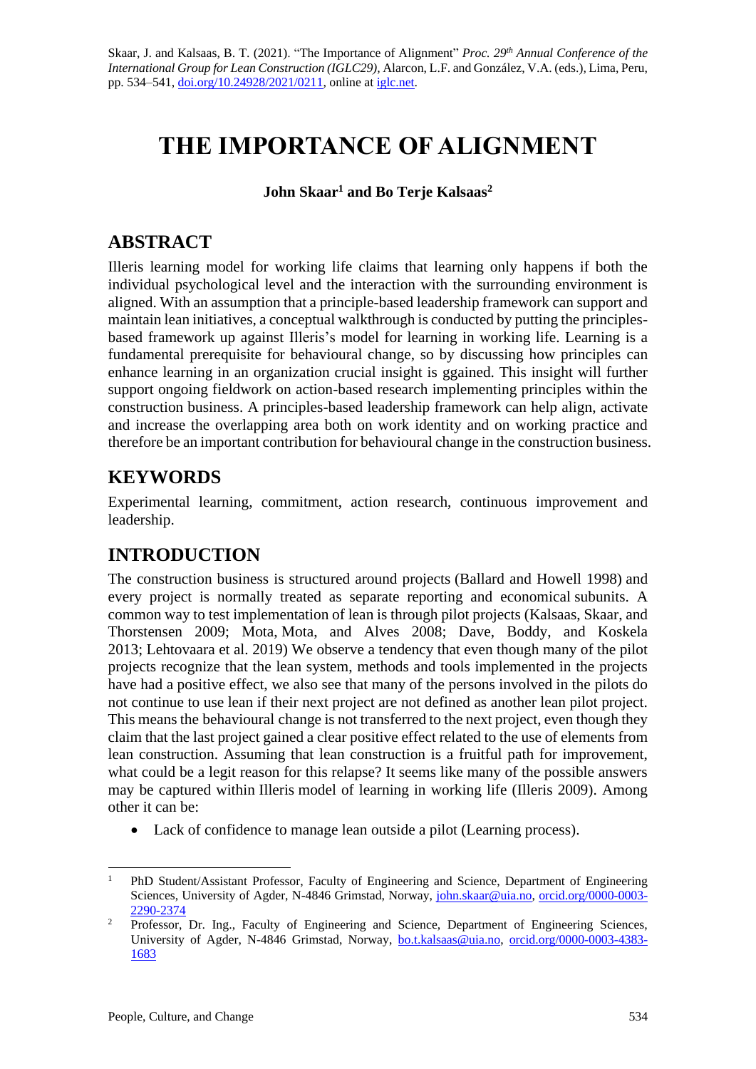Skaar, J. and Kalsaas, B. T. (2021). "The Importance of Alignment" *Proc. 29th Annual Conference of the International Group for Lean Construction (IGLC29),* Alarcon, L.F. and González, V.A. (eds.)*,* Lima, Peru, pp. 534–541, doi.org/10.24928/2021/0211, online at iglc.net.

# THE IMPORTANCE OF ALIGNMENT

**John Skaar[1] and Bo Terje Kalsaas[2]**

## ABSTRACT

Illeris learning model for working life claims that learning only happens if both the individual psychological level and the interaction with the surrounding environment is aligned. With an assumption that a principle-based leadership framework can support and maintain lean initiatives, a conceptual walkthrough is conducted by putting the principles-based framework up against Illeris's model for learning in working life. Learning is a fundamental prerequisite for behavioural change, so by discussing how principles can enhance learning in an organization crucial insight is ggained. This insight will further support ongoing fieldwork on action-based research implementing principles within the construction business. A principles-based leadership framework can help align, activate and increase the overlapping area both on work identity and on working practice and therefore be an important contribution for behavioural change in the construction business.

## KEYWORDS

Experimental learning, commitment, action research, continuous improvement and leadership.

## INTRODUCTION

The construction business is structured around projects (Ballard and Howell 1998) and every project is normally treated as separate reporting and economical subunits. A common way to test implementation of lean is through pilot projects (Kalsaas, Skaar, and Thorstensen 2009; Mota, Mota, and Alves 2008; Dave, Boddy, and Koskela 2013; Lehtovaara et al. 2019) We observe a tendency that even though many of the pilot projects recognize that the lean system, methods and tools implemented in the projects have had a positive effect, we also see that many of the persons involved in the pilots do not continue to use lean if their next project are not defined as another lean pilot project. This means the behavioural change is not transferred to the next project, even though they claim that the last project gained a clear positive effect related to the use of elements from lean construction. Assuming that lean construction is a fruitful path for improvement, what could be a legit reason for this relapse? It seems like many of the possible answers may be captured within Illeris model of learning in working life (Illeris 2009). Among other it can be:

- Lack of confidence to manage lean outside a pilot (Learning process).

---

[1] PhD Student/Assistant Professor, Faculty of Engineering and Science, Department of Engineering Sciences, University of Agder, N-4846 Grimstad, Norway, john.skaar@uia.no, orcid.org/0000-0003-2290-2374

[2] Professor, Dr. Ing., Faculty of Engineering and Science, Department of Engineering Sciences, University of Agder, N-4846 Grimstad, Norway, bo.t.kalsaas@uia.no, orcid.org/0000-0003-4383-1683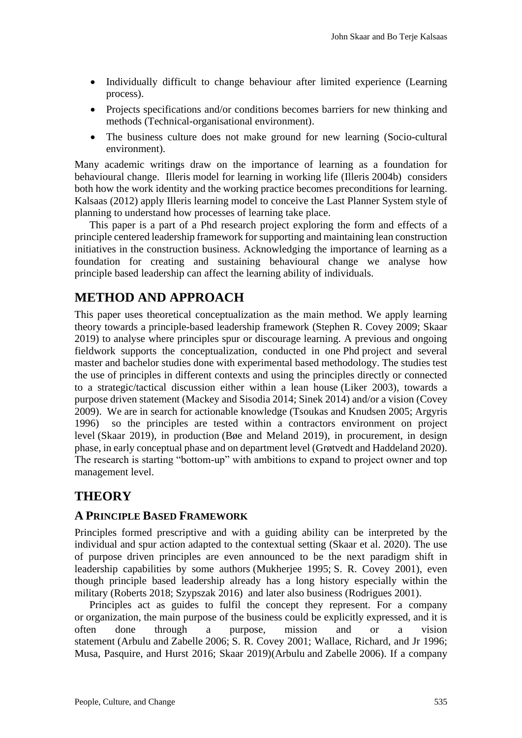- Individually difficult to change behaviour after limited experience (Learning process).
- Projects specifications and/or conditions becomes barriers for new thinking and methods (Technical-organisational environment).
- The business culture does not make ground for new learning (Socio-cultural environment).

Many academic writings draw on the importance of learning as a foundation for behavioural change. Illeris model for learning in working life (Illeris 2004b) considers both how the work identity and the working practice becomes preconditions for learning. Kalsaas (2012) apply Illeris learning model to conceive the Last Planner System style of planning to understand how processes of learning take place.

This paper is a part of a Phd research project exploring the form and effects of a principle centered leadership framework for supporting and maintaining lean construction initiatives in the construction business. Acknowledging the importance of learning as a foundation for creating and sustaining behavioural change we analyse how principle based leadership can affect the learning ability of individuals.

# METHOD AND APPROACH

This paper uses theoretical conceptualization as the main method. We apply learning theory towards a principle-based leadership framework (Stephen R. Covey 2009; Skaar 2019) to analyse where principles spur or discourage learning. A previous and ongoing fieldwork supports the conceptualization, conducted in one Phd project and several master and bachelor studies done with experimental based methodology. The studies test the use of principles in different contexts and using the principles directly or connected to a strategic/tactical discussion either within a lean house (Liker 2003), towards a purpose driven statement (Mackey and Sisodia 2014; Sinek 2014) and/or a vision (Covey 2009). We are in search for actionable knowledge (Tsoukas and Knudsen 2005; Argyris 1996) so the principles are tested within a contractors environment on project level (Skaar 2019), in production (Bøe and Meland 2019), in procurement, in design phase, in early conceptual phase and on department level (Grøtvedt and Haddeland 2020). The research is starting "bottom-up" with ambitions to expand to project owner and top management level.

# THEORY

## A PRINCIPLE BASED FRAMEWORK

Principles formed prescriptive and with a guiding ability can be interpreted by the individual and spur action adapted to the contextual setting (Skaar et al. 2020). The use of purpose driven principles are even announced to be the next paradigm shift in leadership capabilities by some authors (Mukherjee 1995; S. R. Covey 2001), even though principle based leadership already has a long history especially within the military (Roberts 2018; Szypszak 2016) and later also business (Rodrigues 2001).

Principles act as guides to fulfil the concept they represent. For a company or organization, the main purpose of the business could be explicitly expressed, and it is often done through a purpose, mission and or a vision statement (Arbulu and Zabelle 2006; S. R. Covey 2001; Wallace, Richard, and Jr 1996; Musa, Pasquire, and Hurst 2016; Skaar 2019)(Arbulu and Zabelle 2006). If a company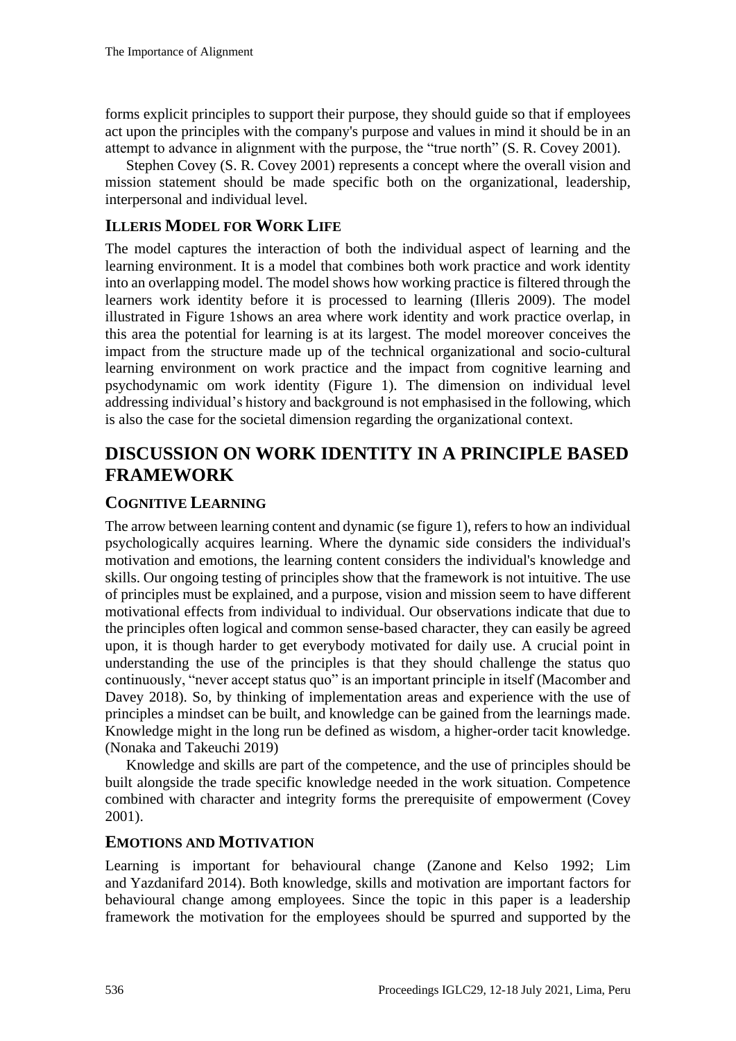forms explicit principles to support their purpose, they should guide so that if employees act upon the principles with the company's purpose and values in mind it should be in an attempt to advance in alignment with the purpose, the "true north" (S. R. Covey 2001).

Stephen Covey (S. R. Covey 2001) represents a concept where the overall vision and mission statement should be made specific both on the organizational, leadership, interpersonal and individual level.

### ILLERIS MODEL FOR WORK LIFE

The model captures the interaction of both the individual aspect of learning and the learning environment. It is a model that combines both work practice and work identity into an overlapping model. The model shows how working practice is filtered through the learners work identity before it is processed to learning (Illeris 2009). The model illustrated in Figure 1shows an area where work identity and work practice overlap, in this area the potential for learning is at its largest. The model moreover conceives the impact from the structure made up of the technical organizational and socio-cultural learning environment on work practice and the impact from cognitive learning and psychodynamic om work identity (Figure 1). The dimension on individual level addressing individual's history and background is not emphasised in the following, which is also the case for the societal dimension regarding the organizational context.

## DISCUSSION ON WORK IDENTITY IN A PRINCIPLE BASED FRAMEWORK

### COGNITIVE LEARNING

The arrow between learning content and dynamic (se figure 1), refers to how an individual psychologically acquires learning. Where the dynamic side considers the individual's motivation and emotions, the learning content considers the individual's knowledge and skills. Our ongoing testing of principles show that the framework is not intuitive. The use of principles must be explained, and a purpose, vision and mission seem to have different motivational effects from individual to individual. Our observations indicate that due to the principles often logical and common sense-based character, they can easily be agreed upon, it is though harder to get everybody motivated for daily use. A crucial point in understanding the use of the principles is that they should challenge the status quo continuously, "never accept status quo" is an important principle in itself (Macomber and Davey 2018). So, by thinking of implementation areas and experience with the use of principles a mindset can be built, and knowledge can be gained from the learnings made. Knowledge might in the long run be defined as wisdom, a higher-order tacit knowledge. (Nonaka and Takeuchi 2019)

Knowledge and skills are part of the competence, and the use of principles should be built alongside the trade specific knowledge needed in the work situation. Competence combined with character and integrity forms the prerequisite of empowerment (Covey 2001).

### EMOTIONS AND MOTIVATION

Learning is important for behavioural change (Zanone and Kelso 1992; Lim and Yazdanifard 2014). Both knowledge, skills and motivation are important factors for behavioural change among employees. Since the topic in this paper is a leadership framework the motivation for the employees should be spurred and supported by the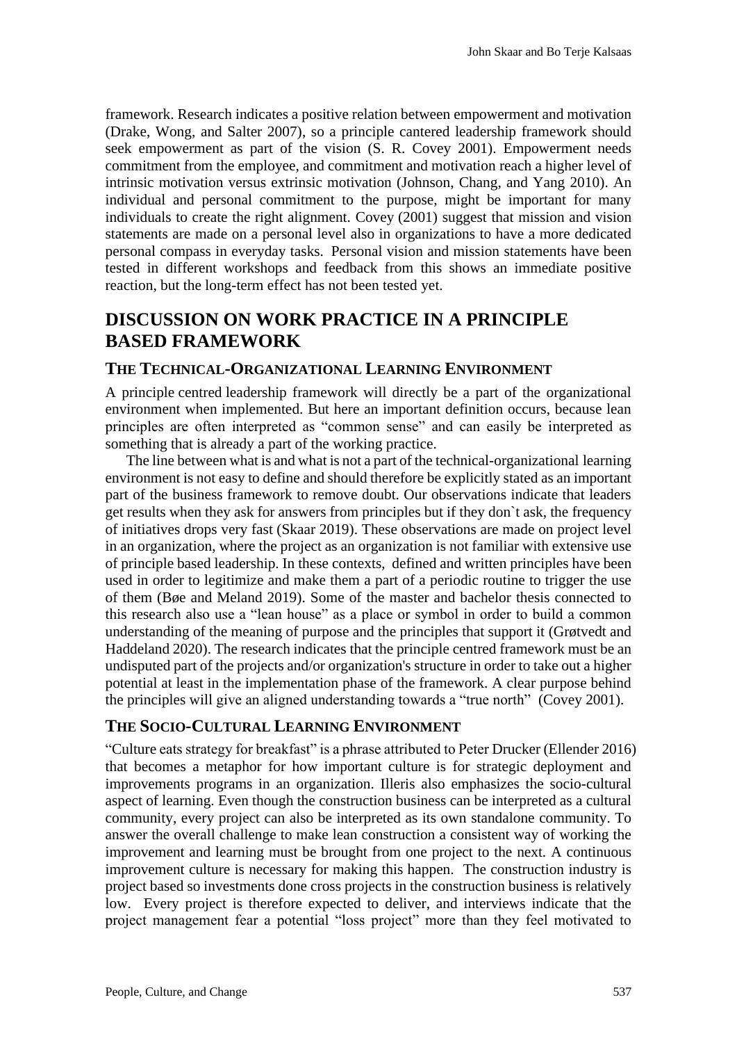framework. Research indicates a positive relation between empowerment and motivation (Drake, Wong, and Salter 2007), so a principle cantered leadership framework should seek empowerment as part of the vision (S. R. Covey 2001). Empowerment needs commitment from the employee, and commitment and motivation reach a higher level of intrinsic motivation versus extrinsic motivation (Johnson, Chang, and Yang 2010). An individual and personal commitment to the purpose, might be important for many individuals to create the right alignment. Covey (2001) suggest that mission and vision statements are made on a personal level also in organizations to have a more dedicated personal compass in everyday tasks. Personal vision and mission statements have been tested in different workshops and feedback from this shows an immediate positive reaction, but the long-term effect has not been tested yet.

## DISCUSSION ON WORK PRACTICE IN A PRINCIPLE BASED FRAMEWORK

### THE TECHNICAL-ORGANIZATIONAL LEARNING ENVIRONMENT

A principle centred leadership framework will directly be a part of the organizational environment when implemented. But here an important definition occurs, because lean principles are often interpreted as "common sense" and can easily be interpreted as something that is already a part of the working practice.

The line between what is and what is not a part of the technical-organizational learning environment is not easy to define and should therefore be explicitly stated as an important part of the business framework to remove doubt. Our observations indicate that leaders get results when they ask for answers from principles but if they don`t ask, the frequency of initiatives drops very fast (Skaar 2019). These observations are made on project level in an organization, where the project as an organization is not familiar with extensive use of principle based leadership. In these contexts, defined and written principles have been used in order to legitimize and make them a part of a periodic routine to trigger the use of them (Bøe and Meland 2019). Some of the master and bachelor thesis connected to this research also use a "lean house" as a place or symbol in order to build a common understanding of the meaning of purpose and the principles that support it (Grøtvedt and Haddeland 2020). The research indicates that the principle centred framework must be an undisputed part of the projects and/or organization's structure in order to take out a higher potential at least in the implementation phase of the framework. A clear purpose behind the principles will give an aligned understanding towards a "true north" (Covey 2001).

### THE SOCIO-CULTURAL LEARNING ENVIRONMENT

"Culture eats strategy for breakfast" is a phrase attributed to Peter Drucker (Ellender 2016) that becomes a metaphor for how important culture is for strategic deployment and improvements programs in an organization. Illeris also emphasizes the socio-cultural aspect of learning. Even though the construction business can be interpreted as a cultural community, every project can also be interpreted as its own standalone community. To answer the overall challenge to make lean construction a consistent way of working the improvement and learning must be brought from one project to the next. A continuous improvement culture is necessary for making this happen. The construction industry is project based so investments done cross projects in the construction business is relatively low. Every project is therefore expected to deliver, and interviews indicate that the project management fear a potential "loss project" more than they feel motivated to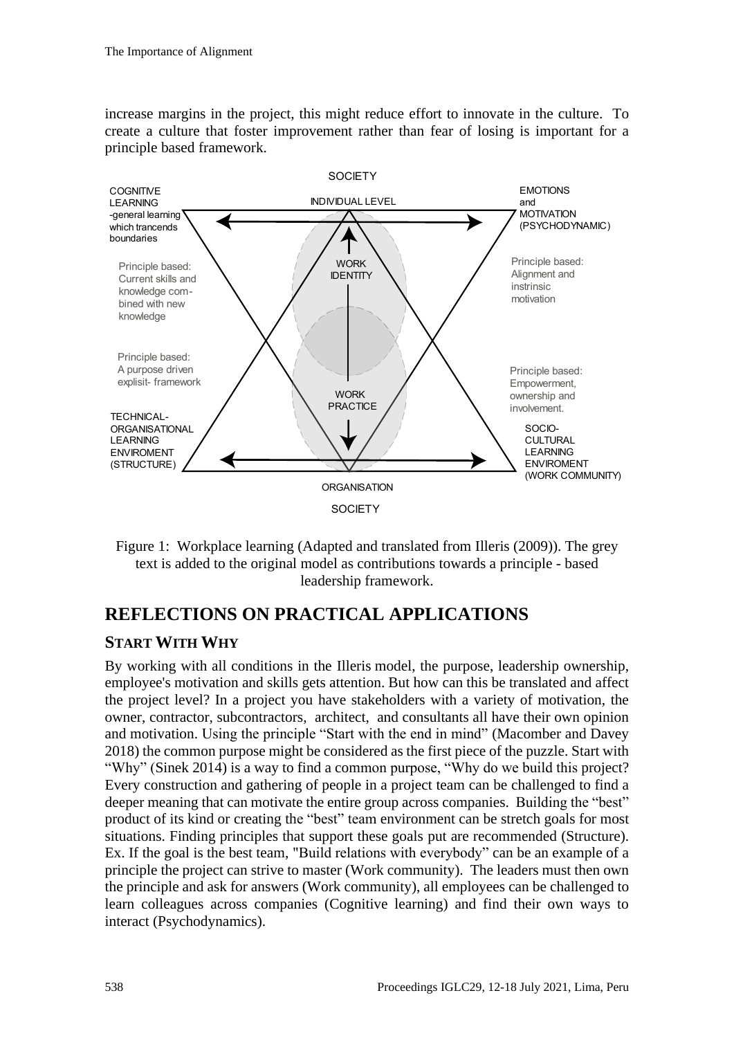increase margins in the project, this might reduce effort to innovate in the culture. To create a culture that foster improvement rather than fear of losing is important for a principle based framework.

SOCIETY

COGNITIVE LEARNING -general learning which trancends boundaries

INDIVIDUAL LEVEL

EMOTIONS and MOTIVATION (PSYCHODYNAMIC)

Principle based: Current skills and knowledge combined with new knowledge

WORK IDENTITY

Principle based: Alignment and instrinsic motivation

Principle based: A purpose driven explisit- framework

WORK PRACTICE

Principle based: Empowerment, ownership and involvement.

TECHNICAL-ORGANISATIONAL LEARNING ENVIROMENT (STRUCTURE)

SOCIO-CULTURAL LEARNING ENVIROMENT (WORK COMMUNITY)

ORGANISATION

SOCIETY

Figure 1: Workplace learning (Adapted and translated from Illeris (2009)). The grey text is added to the original model as contributions towards a principle - based leadership framework.

## REFLECTIONS ON PRACTICAL APPLICATIONS

### START WITH WHY

By working with all conditions in the Illeris model, the purpose, leadership ownership, employee's motivation and skills gets attention. But how can this be translated and affect the project level? In a project you have stakeholders with a variety of motivation, the owner, contractor, subcontractors, architect, and consultants all have their own opinion and motivation. Using the principle "Start with the end in mind" (Macomber and Davey 2018) the common purpose might be considered as the first piece of the puzzle. Start with "Why" (Sinek 2014) is a way to find a common purpose, "Why do we build this project? Every construction and gathering of people in a project team can be challenged to find a deeper meaning that can motivate the entire group across companies. Building the "best" product of its kind or creating the "best" team environment can be stretch goals for most situations. Finding principles that support these goals put are recommended (Structure). Ex. If the goal is the best team, "Build relations with everybody" can be an example of a principle the project can strive to master (Work community). The leaders must then own the principle and ask for answers (Work community), all employees can be challenged to learn colleagues across companies (Cognitive learning) and find their own ways to interact (Psychodynamics).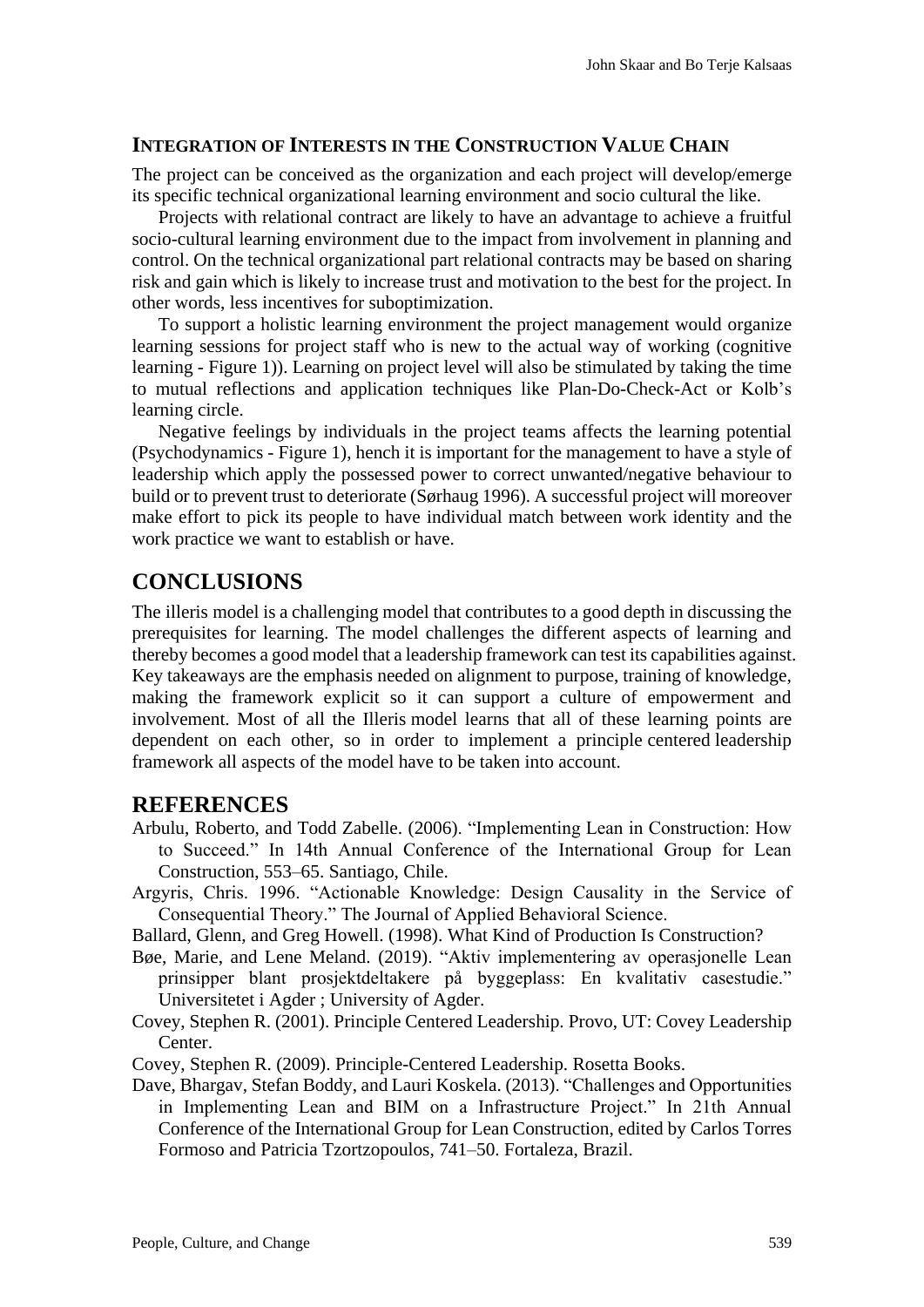### Integration of Interests in the Construction Value Chain

The project can be conceived as the organization and each project will develop/emerge its specific technical organizational learning environment and socio cultural the like.

Projects with relational contract are likely to have an advantage to achieve a fruitful socio-cultural learning environment due to the impact from involvement in planning and control. On the technical organizational part relational contracts may be based on sharing risk and gain which is likely to increase trust and motivation to the best for the project. In other words, less incentives for suboptimization.

To support a holistic learning environment the project management would organize learning sessions for project staff who is new to the actual way of working (cognitive learning - Figure 1)). Learning on project level will also be stimulated by taking the time to mutual reflections and application techniques like Plan-Do-Check-Act or Kolb's learning circle.

Negative feelings by individuals in the project teams affects the learning potential (Psychodynamics - Figure 1), hench it is important for the management to have a style of leadership which apply the possessed power to correct unwanted/negative behaviour to build or to prevent trust to deteriorate (Sørhaug 1996). A successful project will moreover make effort to pick its people to have individual match between work identity and the work practice we want to establish or have.

## CONCLUSIONS

The illeris model is a challenging model that contributes to a good depth in discussing the prerequisites for learning. The model challenges the different aspects of learning and thereby becomes a good model that a leadership framework can test its capabilities against. Key takeaways are the emphasis needed on alignment to purpose, training of knowledge, making the framework explicit so it can support a culture of empowerment and involvement. Most of all the Illeris model learns that all of these learning points are dependent on each other, so in order to implement a principle centered leadership framework all aspects of the model have to be taken into account.

## REFERENCES

Arbulu, Roberto, and Todd Zabelle. (2006). "Implementing Lean in Construction: How to Succeed." In 14th Annual Conference of the International Group for Lean Construction, 553–65. Santiago, Chile.

Argyris, Chris. 1996. "Actionable Knowledge: Design Causality in the Service of Consequential Theory." The Journal of Applied Behavioral Science.

Ballard, Glenn, and Greg Howell. (1998). What Kind of Production Is Construction?

Bøe, Marie, and Lene Meland. (2019). "Aktiv implementering av operasjonelle Lean prinsipper blant prosjektdeltakere på byggeplass: En kvalitativ casestudie." Universitetet i Agder ; University of Agder.

Covey, Stephen R. (2001). Principle Centered Leadership. Provo, UT: Covey Leadership Center.

Covey, Stephen R. (2009). Principle-Centered Leadership. Rosetta Books.

Dave, Bhargav, Stefan Boddy, and Lauri Koskela. (2013). "Challenges and Opportunities in Implementing Lean and BIM on a Infrastructure Project." In 21th Annual Conference of the International Group for Lean Construction, edited by Carlos Torres Formoso and Patricia Tzortzopoulos, 741–50. Fortaleza, Brazil.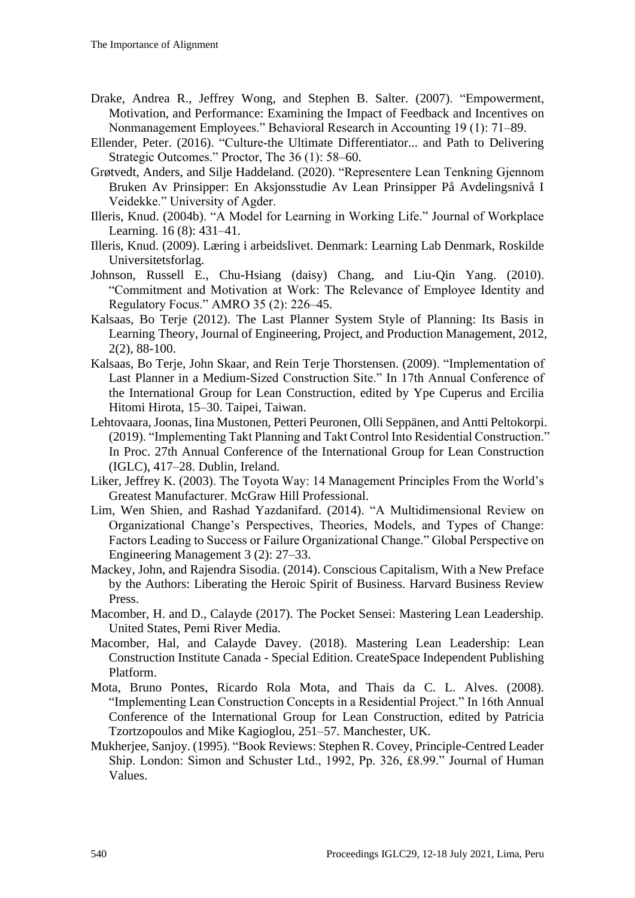Drake, Andrea R., Jeffrey Wong, and Stephen B. Salter. (2007). "Empowerment, Motivation, and Performance: Examining the Impact of Feedback and Incentives on Nonmanagement Employees." Behavioral Research in Accounting 19 (1): 71–89.

Ellender, Peter. (2016). "Culture-the Ultimate Differentiator... and Path to Delivering Strategic Outcomes." Proctor, The 36 (1): 58–60.

Grøtvedt, Anders, and Silje Haddeland. (2020). "Representere Lean Tenkning Gjennom Bruken Av Prinsipper: En Aksjonsstudie Av Lean Prinsipper På Avdelingsnivå I Veidekke." University of Agder.

Illeris, Knud. (2004b). "A Model for Learning in Working Life." Journal of Workplace Learning. 16 (8): 431–41.

Illeris, Knud. (2009). Læring i arbeidslivet. Denmark: Learning Lab Denmark, Roskilde Universitetsforlag.

Johnson, Russell E., Chu-Hsiang (daisy) Chang, and Liu-Qin Yang. (2010). "Commitment and Motivation at Work: The Relevance of Employee Identity and Regulatory Focus." AMRO 35 (2): 226–45.

Kalsaas, Bo Terje (2012). The Last Planner System Style of Planning: Its Basis in Learning Theory, Journal of Engineering, Project, and Production Management, 2012, 2(2), 88-100.

Kalsaas, Bo Terje, John Skaar, and Rein Terje Thorstensen. (2009). "Implementation of Last Planner in a Medium-Sized Construction Site." In 17th Annual Conference of the International Group for Lean Construction, edited by Ype Cuperus and Ercilia Hitomi Hirota, 15–30. Taipei, Taiwan.

Lehtovaara, Joonas, Iina Mustonen, Petteri Peuronen, Olli Seppänen, and Antti Peltokorpi. (2019). "Implementing Takt Planning and Takt Control Into Residential Construction." In Proc. 27th Annual Conference of the International Group for Lean Construction (IGLC), 417–28. Dublin, Ireland.

Liker, Jeffrey K. (2003). The Toyota Way: 14 Management Principles From the World's Greatest Manufacturer. McGraw Hill Professional.

Lim, Wen Shien, and Rashad Yazdanifard. (2014). "A Multidimensional Review on Organizational Change's Perspectives, Theories, Models, and Types of Change: Factors Leading to Success or Failure Organizational Change." Global Perspective on Engineering Management 3 (2): 27–33.

Mackey, John, and Rajendra Sisodia. (2014). Conscious Capitalism, With a New Preface by the Authors: Liberating the Heroic Spirit of Business. Harvard Business Review Press.

Macomber, H. and D., Calayde (2017). The Pocket Sensei: Mastering Lean Leadership. United States, Pemi River Media.

Macomber, Hal, and Calayde Davey. (2018). Mastering Lean Leadership: Lean Construction Institute Canada - Special Edition. CreateSpace Independent Publishing Platform.

Mota, Bruno Pontes, Ricardo Rola Mota, and Thais da C. L. Alves. (2008). "Implementing Lean Construction Concepts in a Residential Project." In 16th Annual Conference of the International Group for Lean Construction, edited by Patricia Tzortzopoulos and Mike Kagioglou, 251–57. Manchester, UK.

Mukherjee, Sanjoy. (1995). "Book Reviews: Stephen R. Covey, Principle-Centred Leader Ship. London: Simon and Schuster Ltd., 1992, Pp. 326, £8.99." Journal of Human Values.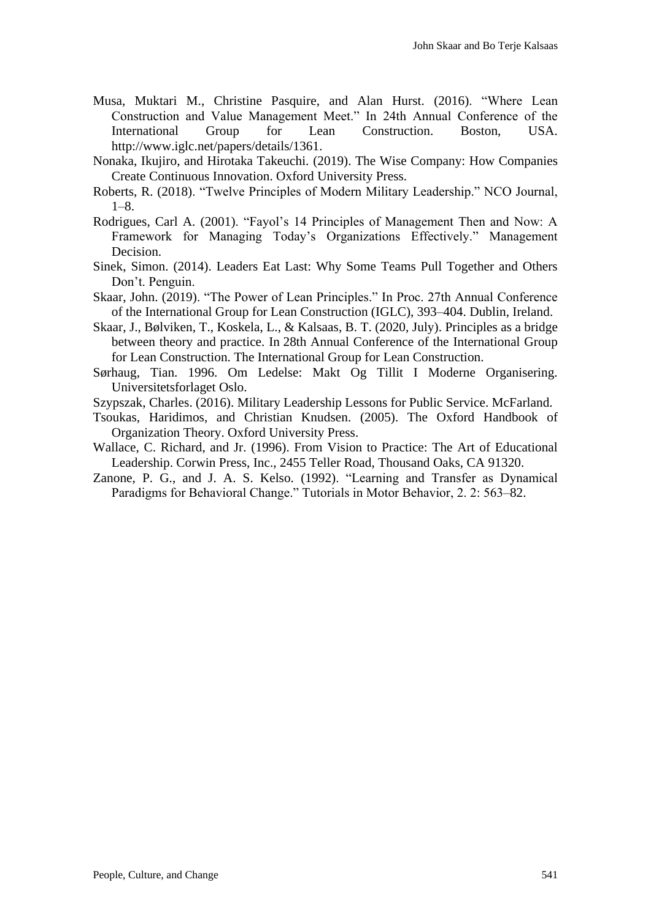Musa, Muktari M., Christine Pasquire, and Alan Hurst. (2016). "Where Lean Construction and Value Management Meet." In 24th Annual Conference of the International Group for Lean Construction. Boston, USA. http://www.iglc.net/papers/details/1361.

Nonaka, Ikujiro, and Hirotaka Takeuchi. (2019). The Wise Company: How Companies Create Continuous Innovation. Oxford University Press.

Roberts, R. (2018). "Twelve Principles of Modern Military Leadership." NCO Journal, 1–8.

Rodrigues, Carl A. (2001). "Fayol's 14 Principles of Management Then and Now: A Framework for Managing Today's Organizations Effectively." Management Decision.

Sinek, Simon. (2014). Leaders Eat Last: Why Some Teams Pull Together and Others Don't. Penguin.

Skaar, John. (2019). "The Power of Lean Principles." In Proc. 27th Annual Conference of the International Group for Lean Construction (IGLC), 393–404. Dublin, Ireland.

Skaar, J., Bølviken, T., Koskela, L., & Kalsaas, B. T. (2020, July). Principles as a bridge between theory and practice. In 28th Annual Conference of the International Group for Lean Construction. The International Group for Lean Construction.

Sørhaug, Tian. 1996. Om Ledelse: Makt Og Tillit I Moderne Organisering. Universitetsforlaget Oslo.

Szypszak, Charles. (2016). Military Leadership Lessons for Public Service. McFarland.

Tsoukas, Haridimos, and Christian Knudsen. (2005). The Oxford Handbook of Organization Theory. Oxford University Press.

Wallace, C. Richard, and Jr. (1996). From Vision to Practice: The Art of Educational Leadership. Corwin Press, Inc., 2455 Teller Road, Thousand Oaks, CA 91320.

Zanone, P. G., and J. A. S. Kelso. (1992). "Learning and Transfer as Dynamical Paradigms for Behavioral Change." Tutorials in Motor Behavior, 2. 2: 563–82.